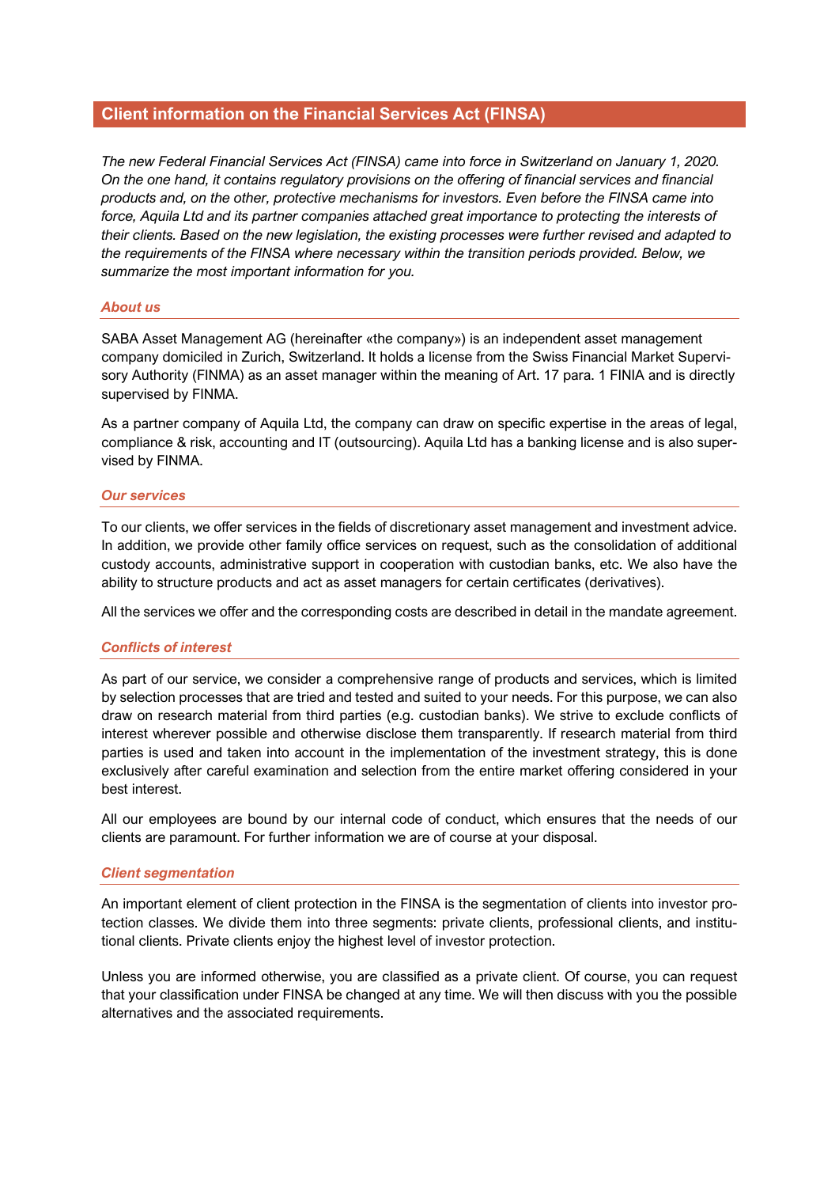# Client information on the Financial Services Act (FINSA)

*The new Federal Financial Services Act (FINSA) came into force in Switzerland on January 1, 2020. On the one hand, it contains regulatory provisions on the offering of financial services and financial products and, on the other, protective mechanisms for investors. Even before the FINSA came into force, Aquila Ltd and its partner companies attached great importance to protecting the interests of their clients. Based on the new legislation, the existing processes were further revised and adapted to the requirements of the FINSA where necessary within the transition periods provided. Below, we summarize the most important information for you.*

## *About us*

SABA Asset Management AG (hereinafter «the company») is an independent asset management company domiciled in Zurich, Switzerland. It holds a license from the Swiss Financial Market Supervisory Authority (FINMA) as an asset manager within the meaning of Art. 17 para. 1 FINIA and is directly supervised by FINMA.

As a partner company of Aquila Ltd, the company can draw on specific expertise in the areas of legal, compliance & risk, accounting and IT (outsourcing). Aquila Ltd has a banking license and is also supervised by FINMA.

## *Our services*

To our clients, we offer services in the fields of discretionary asset management and investment advice. In addition, we provide other family office services on request, such as the consolidation of additional custody accounts, administrative support in cooperation with custodian banks, etc. We also have the ability to structure products and act as asset managers for certain certificates (derivatives).

All the services we offer and the corresponding costs are described in detail in the mandate agreement.

## *Conflicts of interest*

As part of our service, we consider a comprehensive range of products and services, which is limited by selection processes that are tried and tested and suited to your needs. For this purpose, we can also draw on research material from third parties (e.g. custodian banks). We strive to exclude conflicts of interest wherever possible and otherwise disclose them transparently. If research material from third parties is used and taken into account in the implementation of the investment strategy, this is done exclusively after careful examination and selection from the entire market offering considered in your best interest.

All our employees are bound by our internal code of conduct, which ensures that the needs of our clients are paramount. For further information we are of course at your disposal.

## *Client segmentation*

An important element of client protection in the FINSA is the segmentation of clients into investor protection classes. We divide them into three segments: private clients, professional clients, and institutional clients. Private clients enjoy the highest level of investor protection.

Unless you are informed otherwise, you are classified as a private client. Of course, you can request that your classification under FINSA be changed at any time. We will then discuss with you the possible alternatives and the associated requirements.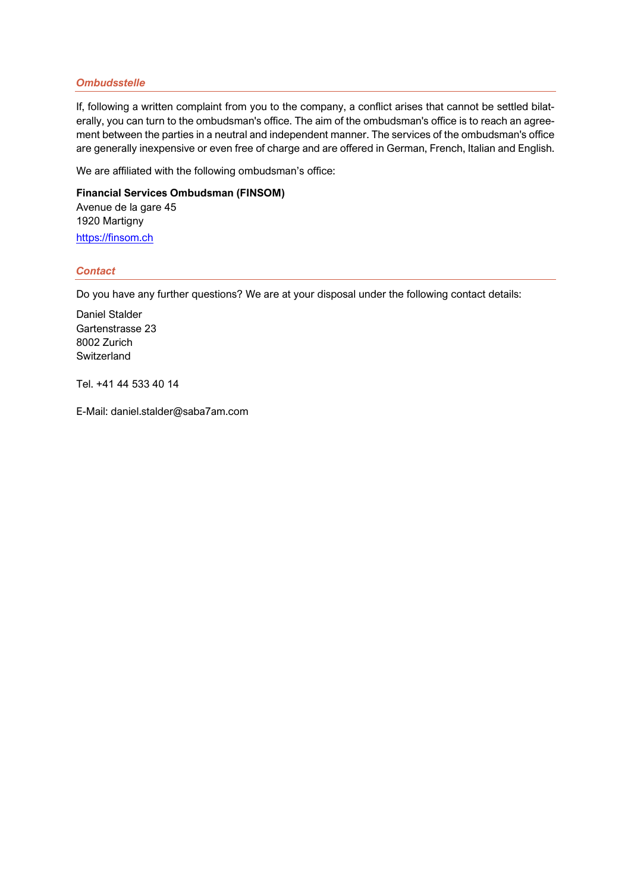## *Ombudsstelle*

If, following a written complaint from you to the company, a conflict arises that cannot be settled bilaterally, you can turn to the ombudsman's office. The aim of the ombudsman's office is to reach an agreement between the parties in a neutral and independent manner. The services of the ombudsman's office are generally inexpensive or even free of charge and are offered in German, French, Italian and English.

We are affiliated with the following ombudsman's office:

**Financial Services Ombudsman (FINSOM)**
Avenue de la gare 45
1920 Martigny
[https://finsom.ch](https://finsom.ch)

## *Contact*

Do you have any further questions? We are at your disposal under the following contact details:

Daniel Stalder
Gartenstrasse 23
8002 Zurich
Switzerland

Tel. +41 44 533 40 14

E-Mail: daniel.stalder@saba7am.com